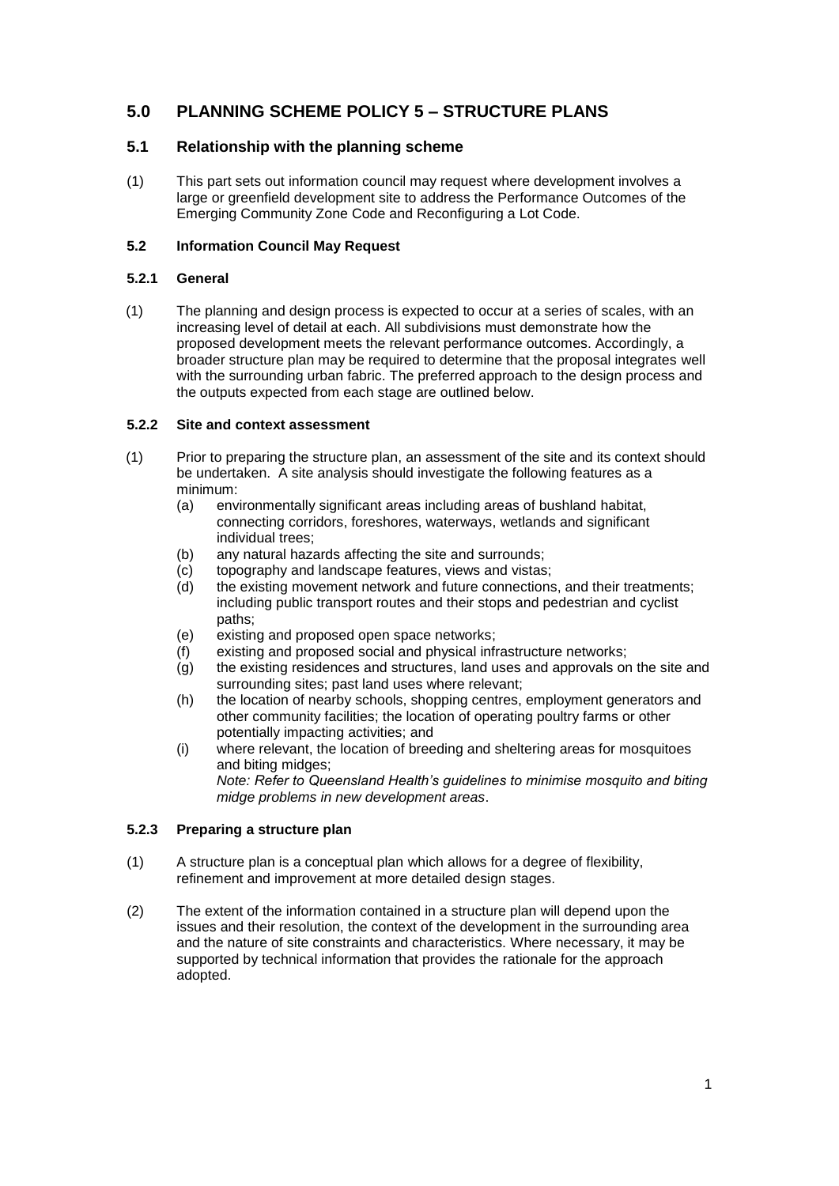# 5.0 PLANNING SCHEME POLICY 5 – STRUCTURE PLANS

## 5.1 Relationship with the planning scheme

(1) This part sets out information council may request where development involves a large or greenfield development site to address the Performance Outcomes of the Emerging Community Zone Code and Reconfiguring a Lot Code.

### 5.2 Information Council May Request

#### 5.2.1 General

(1) The planning and design process is expected to occur at a series of scales, with an increasing level of detail at each. All subdivisions must demonstrate how the proposed development meets the relevant performance outcomes. Accordingly, a broader structure plan may be required to determine that the proposal integrates well with the surrounding urban fabric. The preferred approach to the design process and the outputs expected from each stage are outlined below.

#### 5.2.2 Site and context assessment

(1) Prior to preparing the structure plan, an assessment of the site and its context should be undertaken. A site analysis should investigate the following features as a minimum:
   - (a) environmentally significant areas including areas of bushland habitat, connecting corridors, foreshores, waterways, wetlands and significant individual trees;
   - (b) any natural hazards affecting the site and surrounds;
   - (c) topography and landscape features, views and vistas;
   - (d) the existing movement network and future connections, and their treatments; including public transport routes and their stops and pedestrian and cyclist paths;
   - (e) existing and proposed open space networks;
   - (f) existing and proposed social and physical infrastructure networks;
   - (g) the existing residences and structures, land uses and approvals on the site and surrounding sites; past land uses where relevant;
   - (h) the location of nearby schools, shopping centres, employment generators and other community facilities; the location of operating poultry farms or other potentially impacting activities; and
   - (i) where relevant, the location of breeding and sheltering areas for mosquitoes and biting midges;
     *Note: Refer to Queensland Health's guidelines to minimise mosquito and biting midge problems in new development areas*.

#### 5.2.3 Preparing a structure plan

(1) A structure plan is a conceptual plan which allows for a degree of flexibility, refinement and improvement at more detailed design stages.

(2) The extent of the information contained in a structure plan will depend upon the issues and their resolution, the context of the development in the surrounding area and the nature of site constraints and characteristics. Where necessary, it may be supported by technical information that provides the rationale for the approach adopted.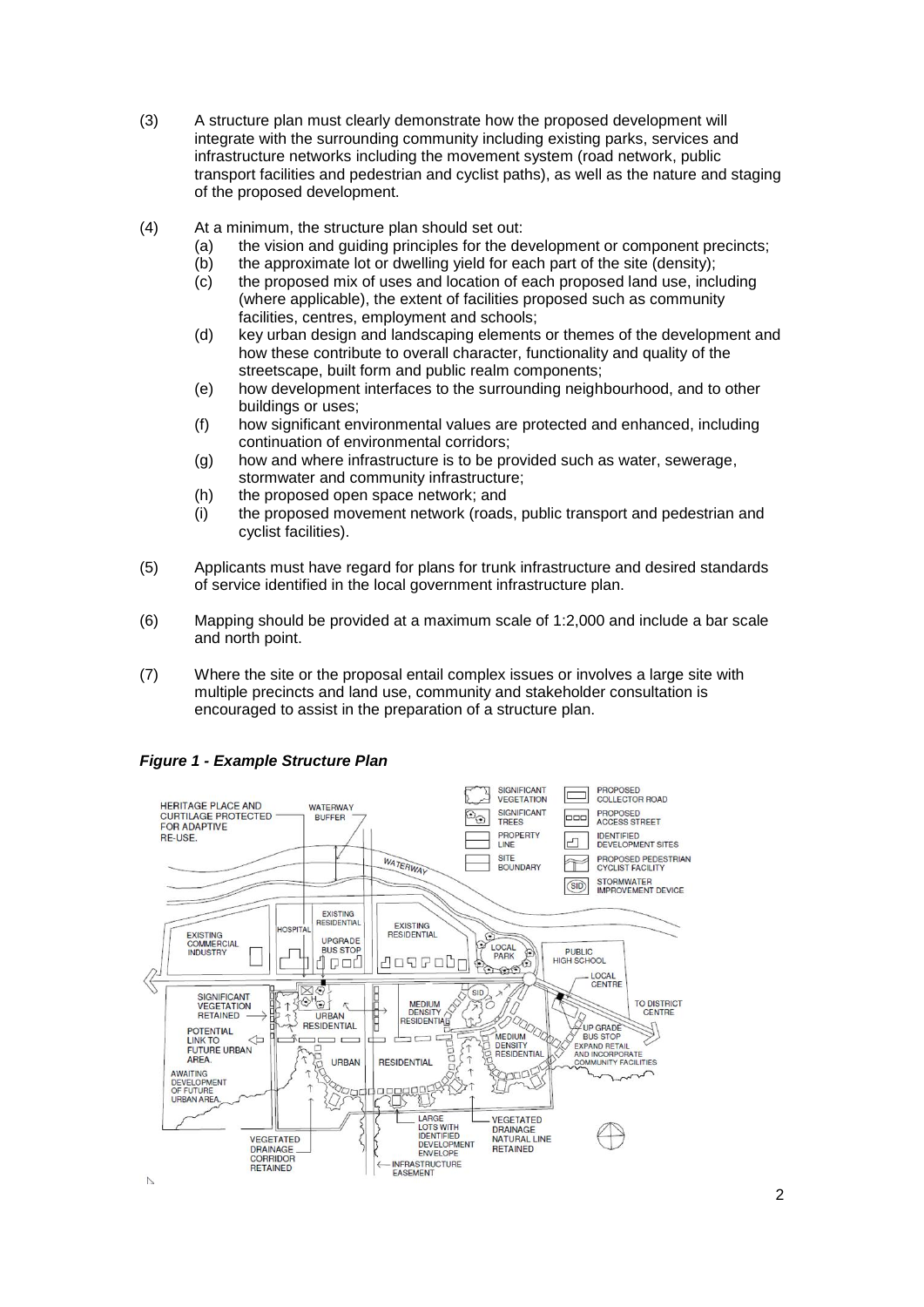(3) A structure plan must clearly demonstrate how the proposed development will integrate with the surrounding community including existing parks, services and infrastructure networks including the movement system (road network, public transport facilities and pedestrian and cyclist paths), as well as the nature and staging of the proposed development.

(4) At a minimum, the structure plan should set out:

   (a) the vision and guiding principles for the development or component precincts;
   (b) the approximate lot or dwelling yield for each part of the site (density);
   (c) the proposed mix of uses and location of each proposed land use, including (where applicable), the extent of facilities proposed such as community facilities, centres, employment and schools;
   (d) key urban design and landscaping elements or themes of the development and how these contribute to overall character, functionality and quality of the streetscape, built form and public realm components;
   (e) how development interfaces to the surrounding neighbourhood, and to other buildings or uses;
   (f) how significant environmental values are protected and enhanced, including continuation of environmental corridors;
   (g) how and where infrastructure is to be provided such as water, sewerage, stormwater and community infrastructure;
   (h) the proposed open space network; and
   (i) the proposed movement network (roads, public transport and pedestrian and cyclist facilities).

(5) Applicants must have regard for plans for trunk infrastructure and desired standards of service identified in the local government infrastructure plan.

(6) Mapping should be provided at a maximum scale of 1:2,000 and include a bar scale and north point.

(7) Where the site or the proposal entail complex issues or involves a large site with multiple precincts and land use, community and stakeholder consultation is encouraged to assist in the preparation of a structure plan.

***Figure 1 - Example Structure Plan***

SIGNIFICANT VEGETATION
SIGNIFICANT TREES
PROPERTY LINE
SITE BOUNDARY
PROPOSED COLLECTOR ROAD
PROPOSED ACCESS STREET
IDENTIFIED DEVELOPMENT SITES
PROPOSED PEDESTRIAN CYCLIST FACILITY
SID STORMWATER IMPROVEMENT DEVICE

HERITAGE PLACE AND CURTILAGE PROTECTED FOR ADAPTIVE RE-USE.
WATERWAY BUFFER
WATERWAY
EXISTING COMMERCIAL INDUSTRY
HOSPITAL
EXISTING RESIDENTIAL
UPGRADE BUS STOP
EXISTING RESIDENTIAL
LOCAL PARK
PUBLIC HIGH SCHOOL
LOCAL CENTRE
TO DISTRICT CENTRE
SIGNIFICANT VEGETATION RETAINED
URBAN RESIDENTIAL
MEDIUM DENSITY RESIDENTIAL
SID
UP GRADE BUS STOP
EXPAND RETAIL AND INCORPORATE COMMUNITY FACILITIES
MEDIUM DENSITY RESIDENTIAL
POTENTIAL LINK TO FUTURE URBAN AREA.
URBAN RESIDENTIAL
AWAITING DEVELOPMENT OF FUTURE URBAN AREA.
VEGETATED DRAINAGE CORRIDOR RETAINED
LARGE LOTS WITH IDENTIFIED DEVELOPMENT ENVELOPE
VEGETATED DRAINAGE NATURAL LINE RETAINED
INFRASTRUCTURE EASEMENT